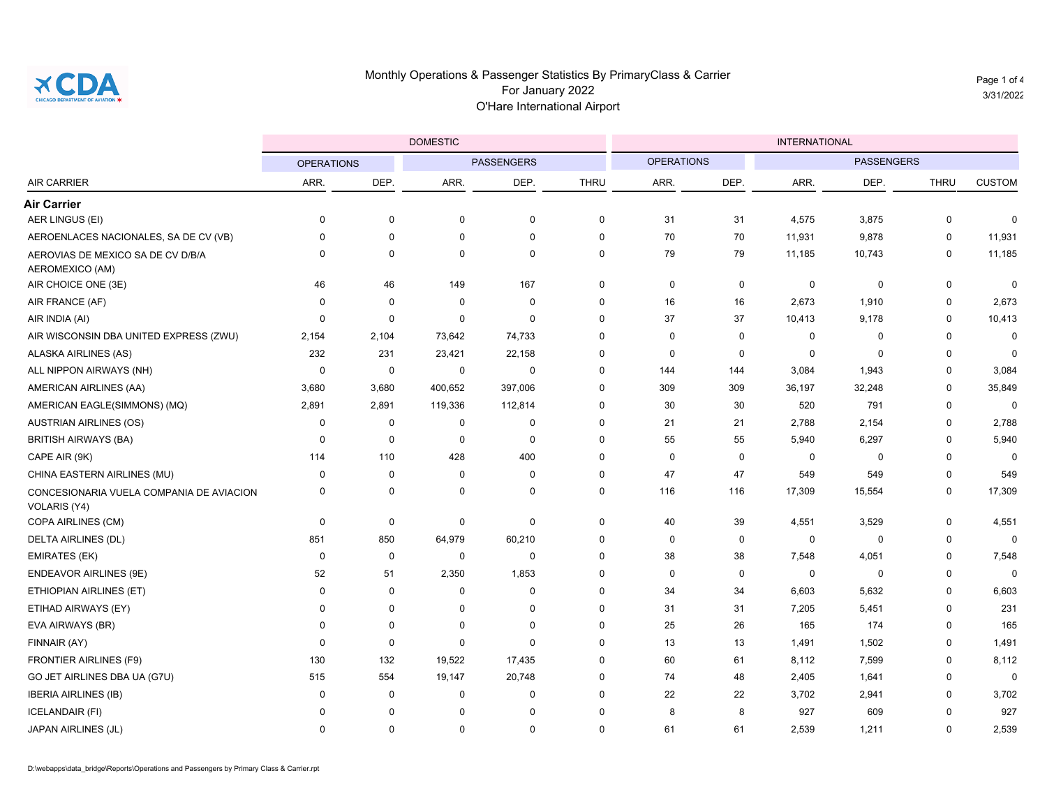# Monthly Operations & Passenger Statistics By PrimaryClass & Carrier

For January 2022

O'Hare International Airport

| | DOMESTIC | | | | | INTERNATIONAL | | | | | |
|---|---|---|---|---|---|---|---|---|---|---|---|
| | OPERATIONS | | PASSENGERS | | | OPERATIONS | | PASSENGERS | | | |
| AIR CARRIER | ARR. | DEP. | ARR. | DEP. | THRU | ARR. | DEP. | ARR. | DEP. | THRU | CUSTOM |
| **Air Carrier** | | | | | | | | | | | |
| AER LINGUS (EI) | 0 | 0 | 0 | 0 | 0 | 31 | 31 | 4,575 | 3,875 | 0 | 0 |
| AEROENLACES NACIONALES, SA DE CV (VB) | 0 | 0 | 0 | 0 | 0 | 70 | 70 | 11,931 | 9,878 | 0 | 11,931 |
| AEROVIAS DE MEXICO SA DE CV D/B/A AEROMEXICO (AM) | 0 | 0 | 0 | 0 | 0 | 79 | 79 | 11,185 | 10,743 | 0 | 11,185 |
| AIR CHOICE ONE (3E) | 46 | 46 | 149 | 167 | 0 | 0 | 0 | 0 | 0 | 0 | 0 |
| AIR FRANCE (AF) | 0 | 0 | 0 | 0 | 0 | 16 | 16 | 2,673 | 1,910 | 0 | 2,673 |
| AIR INDIA (AI) | 0 | 0 | 0 | 0 | 0 | 37 | 37 | 10,413 | 9,178 | 0 | 10,413 |
| AIR WISCONSIN DBA UNITED EXPRESS (ZWU) | 2,154 | 2,104 | 73,642 | 74,733 | 0 | 0 | 0 | 0 | 0 | 0 | 0 |
| ALASKA AIRLINES (AS) | 232 | 231 | 23,421 | 22,158 | 0 | 0 | 0 | 0 | 0 | 0 | 0 |
| ALL NIPPON AIRWAYS (NH) | 0 | 0 | 0 | 0 | 0 | 144 | 144 | 3,084 | 1,943 | 0 | 3,084 |
| AMERICAN AIRLINES (AA) | 3,680 | 3,680 | 400,652 | 397,006 | 0 | 309 | 309 | 36,197 | 32,248 | 0 | 35,849 |
| AMERICAN EAGLE(SIMMONS) (MQ) | 2,891 | 2,891 | 119,336 | 112,814 | 0 | 30 | 30 | 520 | 791 | 0 | 0 |
| AUSTRIAN AIRLINES (OS) | 0 | 0 | 0 | 0 | 0 | 21 | 21 | 2,788 | 2,154 | 0 | 2,788 |
| BRITISH AIRWAYS (BA) | 0 | 0 | 0 | 0 | 0 | 55 | 55 | 5,940 | 6,297 | 0 | 5,940 |
| CAPE AIR (9K) | 114 | 110 | 428 | 400 | 0 | 0 | 0 | 0 | 0 | 0 | 0 |
| CHINA EASTERN AIRLINES (MU) | 0 | 0 | 0 | 0 | 0 | 47 | 47 | 549 | 549 | 0 | 549 |
| CONCESIONARIA VUELA COMPANIA DE AVIACION VOLARIS (Y4) | 0 | 0 | 0 | 0 | 0 | 116 | 116 | 17,309 | 15,554 | 0 | 17,309 |
| COPA AIRLINES (CM) | 0 | 0 | 0 | 0 | 0 | 40 | 39 | 4,551 | 3,529 | 0 | 4,551 |
| DELTA AIRLINES (DL) | 851 | 850 | 64,979 | 60,210 | 0 | 0 | 0 | 0 | 0 | 0 | 0 |
| EMIRATES (EK) | 0 | 0 | 0 | 0 | 0 | 38 | 38 | 7,548 | 4,051 | 0 | 7,548 |
| ENDEAVOR AIRLINES (9E) | 52 | 51 | 2,350 | 1,853 | 0 | 0 | 0 | 0 | 0 | 0 | 0 |
| ETHIOPIAN AIRLINES (ET) | 0 | 0 | 0 | 0 | 0 | 34 | 34 | 6,603 | 5,632 | 0 | 6,603 |
| ETIHAD AIRWAYS (EY) | 0 | 0 | 0 | 0 | 0 | 31 | 31 | 7,205 | 5,451 | 0 | 231 |
| EVA AIRWAYS (BR) | 0 | 0 | 0 | 0 | 0 | 25 | 26 | 165 | 174 | 0 | 165 |
| FINNAIR (AY) | 0 | 0 | 0 | 0 | 0 | 13 | 13 | 1,491 | 1,502 | 0 | 1,491 |
| FRONTIER AIRLINES (F9) | 130 | 132 | 19,522 | 17,435 | 0 | 60 | 61 | 8,112 | 7,599 | 0 | 8,112 |
| GO JET AIRLINES DBA UA (G7U) | 515 | 554 | 19,147 | 20,748 | 0 | 74 | 48 | 2,405 | 1,641 | 0 | 0 |
| IBERIA AIRLINES (IB) | 0 | 0 | 0 | 0 | 0 | 22 | 22 | 3,702 | 2,941 | 0 | 3,702 |
| ICELANDAIR (FI) | 0 | 0 | 0 | 0 | 0 | 8 | 8 | 927 | 609 | 0 | 927 |
| JAPAN AIRLINES (JL) | 0 | 0 | 0 | 0 | 0 | 61 | 61 | 2,539 | 1,211 | 0 | 2,539 |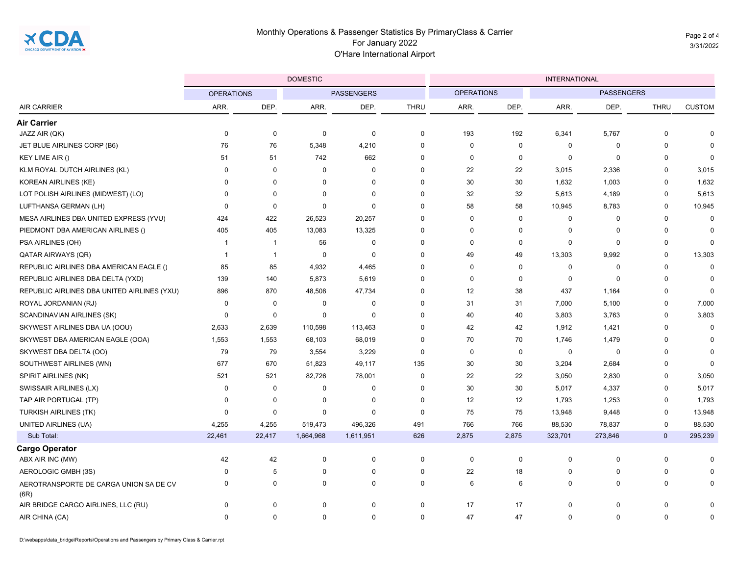# Monthly Operations & Passenger Statistics By PrimaryClass & Carrier
## For January 2022
## O'Hare International Airport

| | DOMESTIC | | | | | INTERNATIONAL | | | | | |
|---|---|---|---|---|---|---|---|---|---|---|---|
| | OPERATIONS | | PASSENGERS | | | OPERATIONS | | PASSENGERS | | | |
| AIR CARRIER | ARR. | DEP. | ARR. | DEP. | THRU | ARR. | DEP. | ARR. | DEP. | THRU | CUSTOM |
| **Air Carrier** | | | | | | | | | | | |
| JAZZ AIR (QK) | 0 | 0 | 0 | 0 | 0 | 193 | 192 | 6,341 | 5,767 | 0 | 0 |
| JET BLUE AIRLINES CORP (B6) | 76 | 76 | 5,348 | 4,210 | 0 | 0 | 0 | 0 | 0 | 0 | 0 |
| KEY LIME AIR () | 51 | 51 | 742 | 662 | 0 | 0 | 0 | 0 | 0 | 0 | 0 |
| KLM ROYAL DUTCH AIRLINES (KL) | 0 | 0 | 0 | 0 | 0 | 22 | 22 | 3,015 | 2,336 | 0 | 3,015 |
| KOREAN AIRLINES (KE) | 0 | 0 | 0 | 0 | 0 | 30 | 30 | 1,632 | 1,003 | 0 | 1,632 |
| LOT POLISH AIRLINES (MIDWEST) (LO) | 0 | 0 | 0 | 0 | 0 | 32 | 32 | 5,613 | 4,189 | 0 | 5,613 |
| LUFTHANSA GERMAN (LH) | 0 | 0 | 0 | 0 | 0 | 58 | 58 | 10,945 | 8,783 | 0 | 10,945 |
| MESA AIRLINES DBA UNITED EXPRESS (YVU) | 424 | 422 | 26,523 | 20,257 | 0 | 0 | 0 | 0 | 0 | 0 | 0 |
| PIEDMONT DBA AMERICAN AIRLINES () | 405 | 405 | 13,083 | 13,325 | 0 | 0 | 0 | 0 | 0 | 0 | 0 |
| PSA AIRLINES (OH) | 1 | 1 | 56 | 0 | 0 | 0 | 0 | 0 | 0 | 0 | 0 |
| QATAR AIRWAYS (QR) | 1 | 1 | 0 | 0 | 0 | 49 | 49 | 13,303 | 9,992 | 0 | 13,303 |
| REPUBLIC AIRLINES DBA AMERICAN EAGLE () | 85 | 85 | 4,932 | 4,465 | 0 | 0 | 0 | 0 | 0 | 0 | 0 |
| REPUBLIC AIRLINES DBA DELTA (YXD) | 139 | 140 | 5,873 | 5,619 | 0 | 0 | 0 | 0 | 0 | 0 | 0 |
| REPUBLIC AIRLINES DBA UNITED AIRLINES (YXU) | 896 | 870 | 48,508 | 47,734 | 0 | 12 | 38 | 437 | 1,164 | 0 | 0 |
| ROYAL JORDANIAN (RJ) | 0 | 0 | 0 | 0 | 0 | 31 | 31 | 7,000 | 5,100 | 0 | 7,000 |
| SCANDINAVIAN AIRLINES (SK) | 0 | 0 | 0 | 0 | 0 | 40 | 40 | 3,803 | 3,763 | 0 | 3,803 |
| SKYWEST AIRLINES DBA UA (OOU) | 2,633 | 2,639 | 110,598 | 113,463 | 0 | 42 | 42 | 1,912 | 1,421 | 0 | 0 |
| SKYWEST DBA AMERICAN EAGLE (OOA) | 1,553 | 1,553 | 68,103 | 68,019 | 0 | 70 | 70 | 1,746 | 1,479 | 0 | 0 |
| SKYWEST DBA DELTA (OO) | 79 | 79 | 3,554 | 3,229 | 0 | 0 | 0 | 0 | 0 | 0 | 0 |
| SOUTHWEST AIRLINES (WN) | 677 | 670 | 51,823 | 49,117 | 135 | 30 | 30 | 3,204 | 2,684 | 0 | 0 |
| SPIRIT AIRLINES (NK) | 521 | 521 | 82,726 | 78,001 | 0 | 22 | 22 | 3,050 | 2,830 | 0 | 3,050 |
| SWISSAIR AIRLINES (LX) | 0 | 0 | 0 | 0 | 0 | 30 | 30 | 5,017 | 4,337 | 0 | 5,017 |
| TAP AIR PORTUGAL (TP) | 0 | 0 | 0 | 0 | 0 | 12 | 12 | 1,793 | 1,253 | 0 | 1,793 |
| TURKISH AIRLINES (TK) | 0 | 0 | 0 | 0 | 0 | 75 | 75 | 13,948 | 9,448 | 0 | 13,948 |
| UNITED AIRLINES (UA) | 4,255 | 4,255 | 519,473 | 496,326 | 491 | 766 | 766 | 88,530 | 78,837 | 0 | 88,530 |
| Sub Total: | 22,461 | 22,417 | 1,664,968 | 1,611,951 | 626 | 2,875 | 2,875 | 323,701 | 273,846 | 0 | 295,239 |
| **Cargo Operator** | | | | | | | | | | | |
| ABX AIR INC (MW) | 42 | 42 | 0 | 0 | 0 | 0 | 0 | 0 | 0 | 0 | 0 |
| AEROLOGIC GMBH (3S) | 0 | 5 | 0 | 0 | 0 | 22 | 18 | 0 | 0 | 0 | 0 |
| AEROTRANSPORTE DE CARGA UNION SA DE CV (6R) | 0 | 0 | 0 | 0 | 0 | 6 | 6 | 0 | 0 | 0 | 0 |
| AIR BRIDGE CARGO AIRLINES, LLC (RU) | 0 | 0 | 0 | 0 | 0 | 17 | 17 | 0 | 0 | 0 | 0 |
| AIR CHINA (CA) | 0 | 0 | 0 | 0 | 0 | 47 | 47 | 0 | 0 | 0 | 0 |

D:\webapps\data_bridge\Reports\Operations and Passengers by Primary Class & Carrier.rpt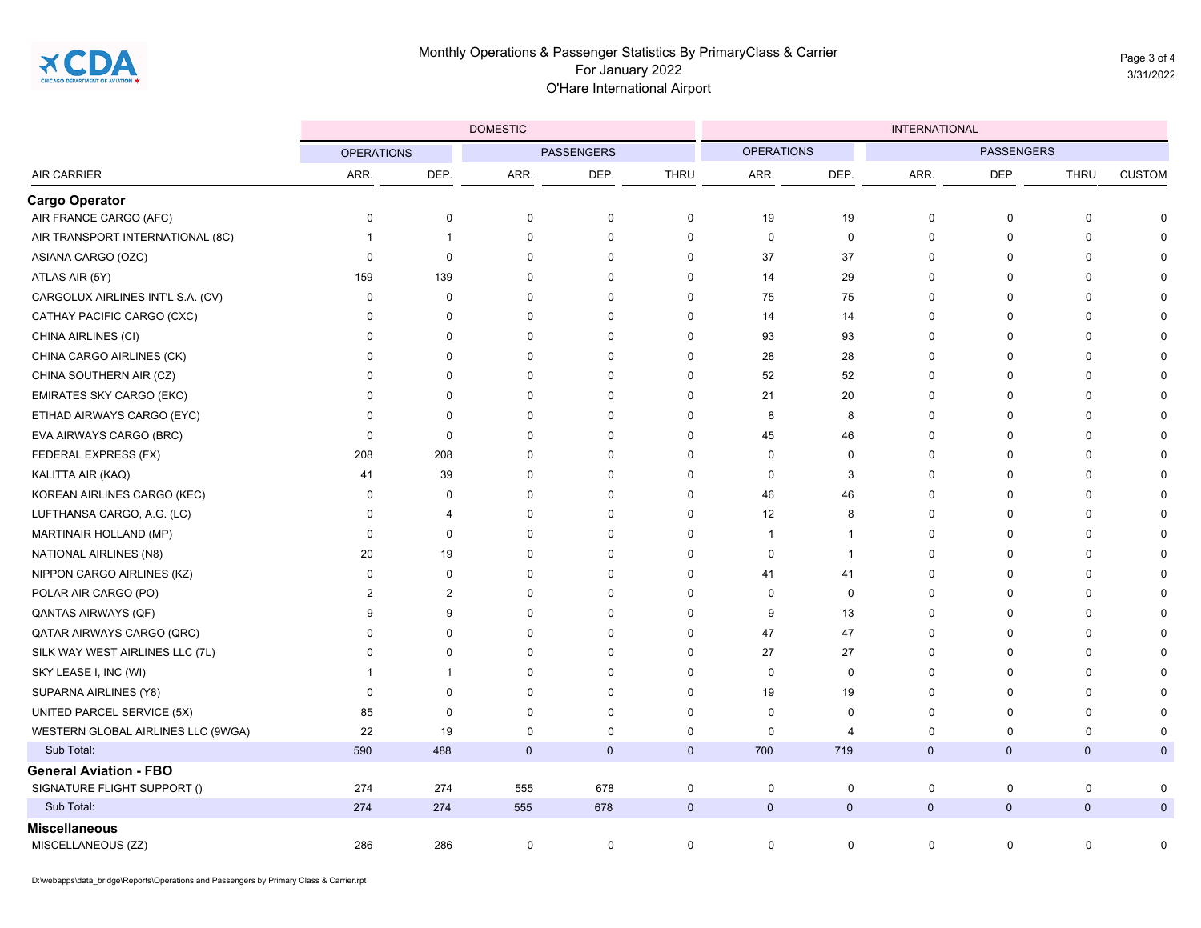Monthly Operations & Passenger Statistics By PrimaryClass & Carrier
For January 2022
O'Hare International Airport

| | DOMESTIC | | | | | INTERNATIONAL | | | | | |
|---|---|---|---|---|---|---|---|---|---|---|---|
| | OPERATIONS | | PASSENGERS | | | OPERATIONS | | PASSENGERS | | | |
| AIR CARRIER | ARR. | DEP. | ARR. | DEP. | THRU | ARR. | DEP. | ARR. | DEP. | THRU | CUSTOM |
| **Cargo Operator** | | | | | | | | | | | |
| AIR FRANCE CARGO (AFC) | 0 | 0 | 0 | 0 | 0 | 19 | 19 | 0 | 0 | 0 | 0 |
| AIR TRANSPORT INTERNATIONAL (8C) | 1 | 1 | 0 | 0 | 0 | 0 | 0 | 0 | 0 | 0 | 0 |
| ASIANA CARGO (OZC) | 0 | 0 | 0 | 0 | 0 | 37 | 37 | 0 | 0 | 0 | 0 |
| ATLAS AIR (5Y) | 159 | 139 | 0 | 0 | 0 | 14 | 29 | 0 | 0 | 0 | 0 |
| CARGOLUX AIRLINES INT'L S.A. (CV) | 0 | 0 | 0 | 0 | 0 | 75 | 75 | 0 | 0 | 0 | 0 |
| CATHAY PACIFIC CARGO (CXC) | 0 | 0 | 0 | 0 | 0 | 14 | 14 | 0 | 0 | 0 | 0 |
| CHINA AIRLINES (CI) | 0 | 0 | 0 | 0 | 0 | 93 | 93 | 0 | 0 | 0 | 0 |
| CHINA CARGO AIRLINES (CK) | 0 | 0 | 0 | 0 | 0 | 28 | 28 | 0 | 0 | 0 | 0 |
| CHINA SOUTHERN AIR (CZ) | 0 | 0 | 0 | 0 | 0 | 52 | 52 | 0 | 0 | 0 | 0 |
| EMIRATES SKY CARGO (EKC) | 0 | 0 | 0 | 0 | 0 | 21 | 20 | 0 | 0 | 0 | 0 |
| ETIHAD AIRWAYS CARGO (EYC) | 0 | 0 | 0 | 0 | 0 | 8 | 8 | 0 | 0 | 0 | 0 |
| EVA AIRWAYS CARGO (BRC) | 0 | 0 | 0 | 0 | 0 | 45 | 46 | 0 | 0 | 0 | 0 |
| FEDERAL EXPRESS (FX) | 208 | 208 | 0 | 0 | 0 | 0 | 0 | 0 | 0 | 0 | 0 |
| KALITTA AIR (KAQ) | 41 | 39 | 0 | 0 | 0 | 0 | 3 | 0 | 0 | 0 | 0 |
| KOREAN AIRLINES CARGO (KEC) | 0 | 0 | 0 | 0 | 0 | 46 | 46 | 0 | 0 | 0 | 0 |
| LUFTHANSA CARGO, A.G. (LC) | 0 | 4 | 0 | 0 | 0 | 12 | 8 | 0 | 0 | 0 | 0 |
| MARTINAIR HOLLAND (MP) | 0 | 0 | 0 | 0 | 0 | 1 | 1 | 0 | 0 | 0 | 0 |
| NATIONAL AIRLINES (N8) | 20 | 19 | 0 | 0 | 0 | 0 | 1 | 0 | 0 | 0 | 0 |
| NIPPON CARGO AIRLINES (KZ) | 0 | 0 | 0 | 0 | 0 | 41 | 41 | 0 | 0 | 0 | 0 |
| POLAR AIR CARGO (PO) | 2 | 2 | 0 | 0 | 0 | 0 | 0 | 0 | 0 | 0 | 0 |
| QANTAS AIRWAYS (QF) | 9 | 9 | 0 | 0 | 0 | 9 | 13 | 0 | 0 | 0 | 0 |
| QATAR AIRWAYS CARGO (QRC) | 0 | 0 | 0 | 0 | 0 | 47 | 47 | 0 | 0 | 0 | 0 |
| SILK WAY WEST AIRLINES LLC (7L) | 0 | 0 | 0 | 0 | 0 | 27 | 27 | 0 | 0 | 0 | 0 |
| SKY LEASE I, INC (WI) | 1 | 1 | 0 | 0 | 0 | 0 | 0 | 0 | 0 | 0 | 0 |
| SUPARNA AIRLINES (Y8) | 0 | 0 | 0 | 0 | 0 | 19 | 19 | 0 | 0 | 0 | 0 |
| UNITED PARCEL SERVICE (5X) | 85 | 0 | 0 | 0 | 0 | 0 | 0 | 0 | 0 | 0 | 0 |
| WESTERN GLOBAL AIRLINES LLC (9WGA) | 22 | 19 | 0 | 0 | 0 | 0 | 4 | 0 | 0 | 0 | 0 |
| Sub Total: | 590 | 488 | 0 | 0 | 0 | 700 | 719 | 0 | 0 | 0 | 0 |
| **General Aviation - FBO** | | | | | | | | | | | |
| SIGNATURE FLIGHT SUPPORT () | 274 | 274 | 555 | 678 | 0 | 0 | 0 | 0 | 0 | 0 | 0 |
| Sub Total: | 274 | 274 | 555 | 678 | 0 | 0 | 0 | 0 | 0 | 0 | 0 |
| **Miscellaneous** | | | | | | | | | | | |
| MISCELLANEOUS (ZZ) | 286 | 286 | 0 | 0 | 0 | 0 | 0 | 0 | 0 | 0 | 0 |

D:\webapps\data_bridge\Reports\Operations and Passengers by Primary Class & Carrier.rpt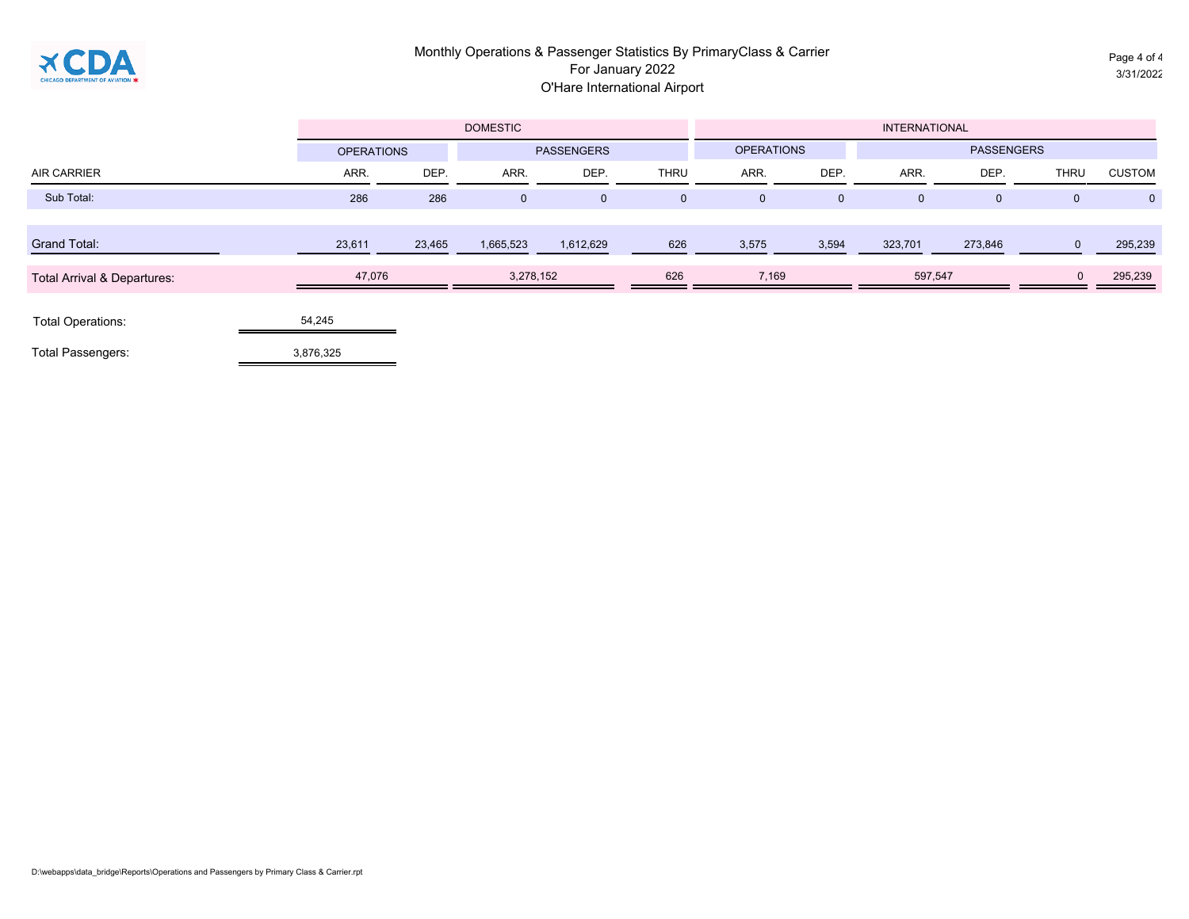# Monthly Operations & Passenger Statistics By PrimaryClass & Carrier
## For January 2022
## O'Hare International Airport

| | DOMESTIC | | | | | INTERNATIONAL | | | | | |
|---|---|---|---|---|---|---|---|---|---|---|---|
| | OPERATIONS | | PASSENGERS | | | OPERATIONS | | PASSENGERS | | | |
| AIR CARRIER | ARR. | DEP. | ARR. | DEP. | THRU | ARR. | DEP. | ARR. | DEP. | THRU | CUSTOM |
| Sub Total: | 286 | 286 | 0 | 0 | 0 | 0 | 0 | 0 | 0 | 0 | 0 |
| Grand Total: | 23,611 | 23,465 | 1,665,523 | 1,612,629 | 626 | 3,575 | 3,594 | 323,701 | 273,846 | 0 | 295,239 |
| Total Arrival & Departures: | 47,076 | | 3,278,152 | | 626 | 7,169 | | 597,547 | | 0 | 295,239 |

Total Operations: 54,245

Total Passengers: 3,876,325

D:\webapps\data_bridge\Reports\Operations and Passengers by Primary Class & Carrier.rpt